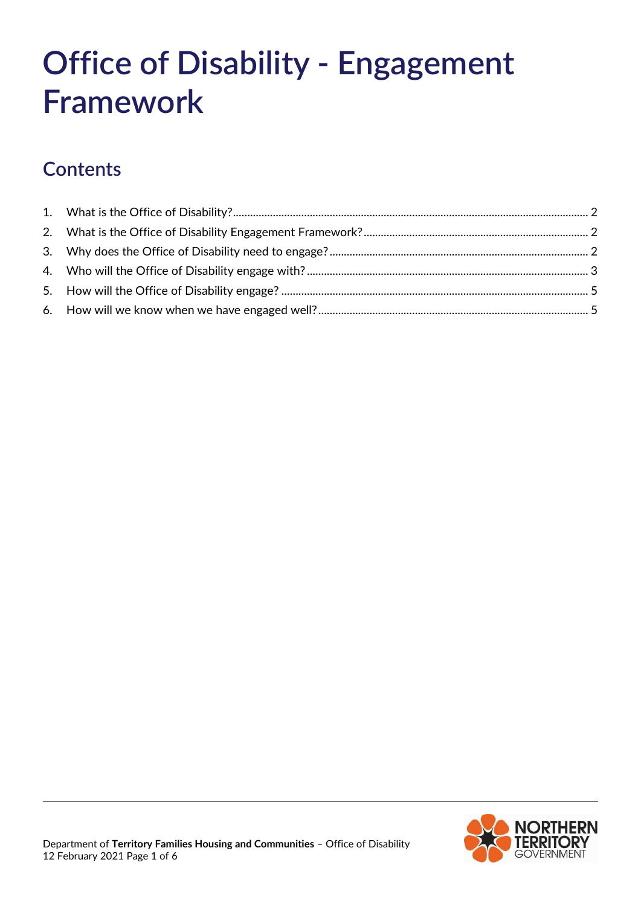# Office of Disability - Engagement Framework

## Contents

1. What is the Office of Disability? ... 2
2. What is the Office of Disability Engagement Framework? ... 2
3. Why does the Office of Disability need to engage? ... 2
4. Who will the Office of Disability engage with? ... 3
5. How will the Office of Disability engage? ... 5
6. How will we know when we have engaged well? ... 5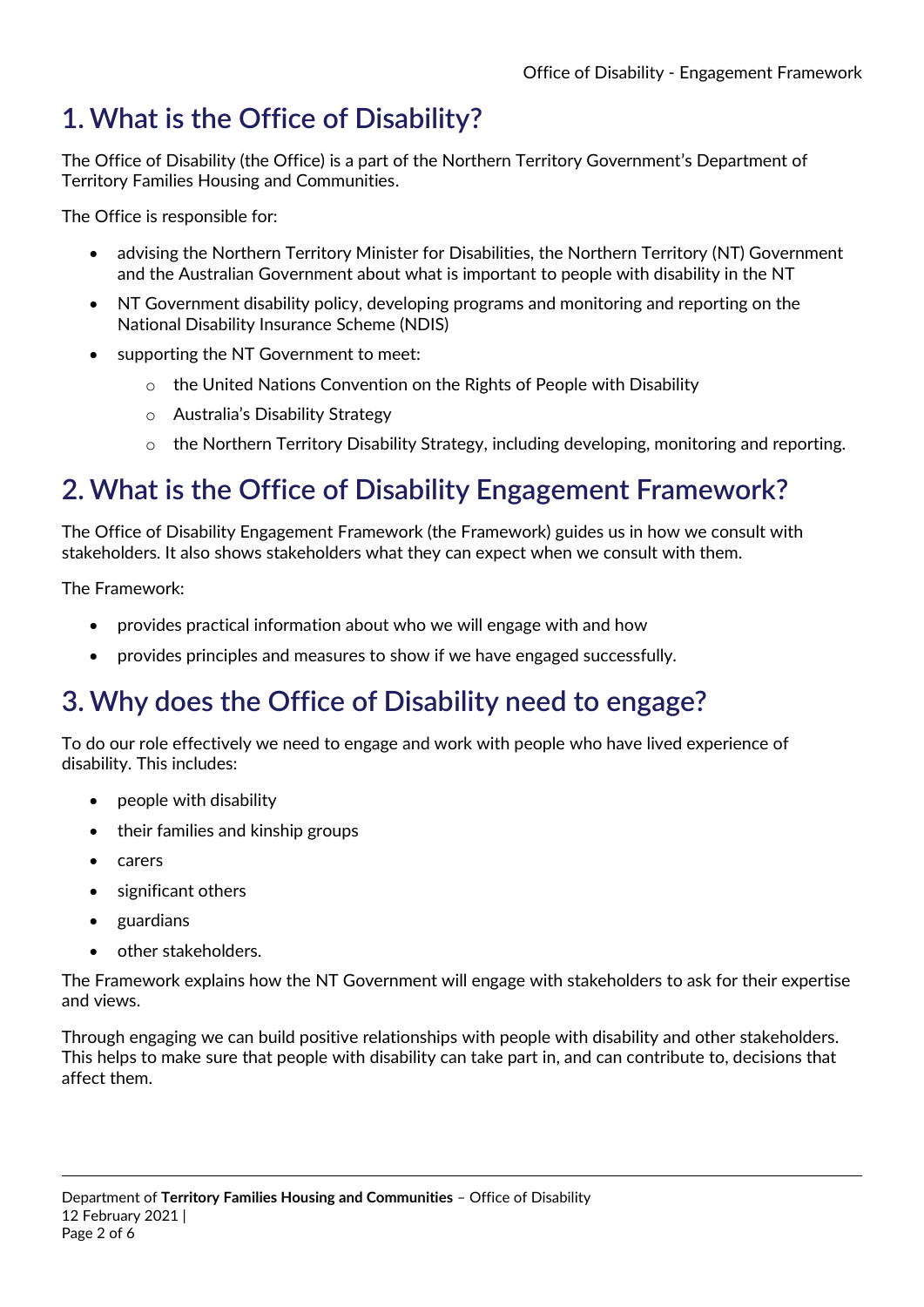# 1. What is the Office of Disability?

The Office of Disability (the Office) is a part of the Northern Territory Government's Department of Territory Families Housing and Communities.

The Office is responsible for:

- advising the Northern Territory Minister for Disabilities, the Northern Territory (NT) Government and the Australian Government about what is important to people with disability in the NT
- NT Government disability policy, developing programs and monitoring and reporting on the National Disability Insurance Scheme (NDIS)
- supporting the NT Government to meet:
  - the United Nations Convention on the Rights of People with Disability
  - Australia's Disability Strategy
  - the Northern Territory Disability Strategy, including developing, monitoring and reporting.

# 2. What is the Office of Disability Engagement Framework?

The Office of Disability Engagement Framework (the Framework) guides us in how we consult with stakeholders. It also shows stakeholders what they can expect when we consult with them.

The Framework:

- provides practical information about who we will engage with and how
- provides principles and measures to show if we have engaged successfully.

# 3. Why does the Office of Disability need to engage?

To do our role effectively we need to engage and work with people who have lived experience of disability. This includes:

- people with disability
- their families and kinship groups
- carers
- significant others
- guardians
- other stakeholders.

The Framework explains how the NT Government will engage with stakeholders to ask for their expertise and views.

Through engaging we can build positive relationships with people with disability and other stakeholders. This helps to make sure that people with disability can take part in, and can contribute to, decisions that affect them.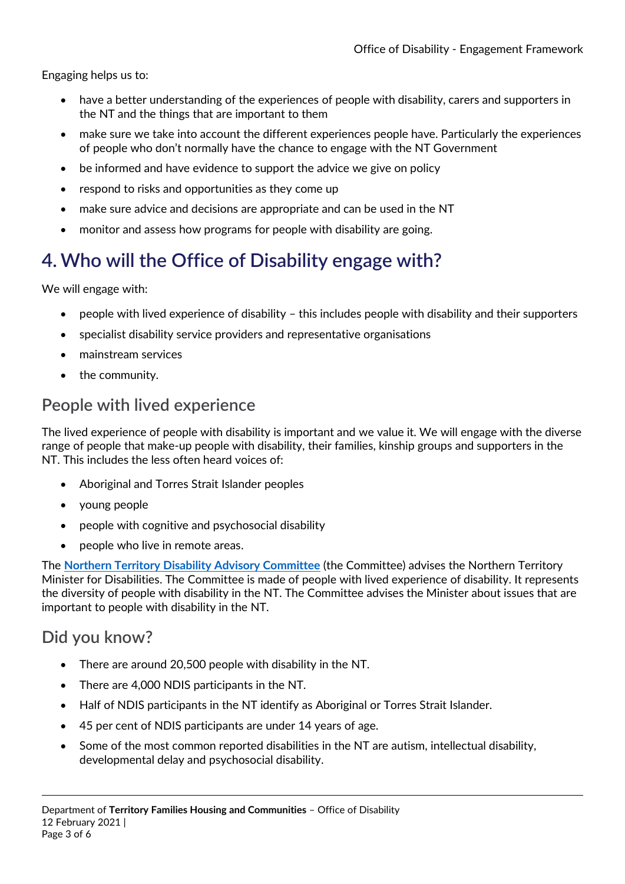Engaging helps us to:

- have a better understanding of the experiences of people with disability, carers and supporters in the NT and the things that are important to them
- make sure we take into account the different experiences people have. Particularly the experiences of people who don't normally have the chance to engage with the NT Government
- be informed and have evidence to support the advice we give on policy
- respond to risks and opportunities as they come up
- make sure advice and decisions are appropriate and can be used in the NT
- monitor and assess how programs for people with disability are going.

# 4. Who will the Office of Disability engage with?

We will engage with:

- people with lived experience of disability – this includes people with disability and their supporters
- specialist disability service providers and representative organisations
- mainstream services
- the community.

## People with lived experience

The lived experience of people with disability is important and we value it. We will engage with the diverse range of people that make-up people with disability, their families, kinship groups and supporters in the NT. This includes the less often heard voices of:

- Aboriginal and Torres Strait Islander peoples
- young people
- people with cognitive and psychosocial disability
- people who live in remote areas.

The **Northern Territory Disability Advisory Committee** (the Committee) advises the Northern Territory Minister for Disabilities. The Committee is made of people with lived experience of disability. It represents the diversity of people with disability in the NT. The Committee advises the Minister about issues that are important to people with disability in the NT.

## Did you know?

- There are around 20,500 people with disability in the NT.
- There are 4,000 NDIS participants in the NT.
- Half of NDIS participants in the NT identify as Aboriginal or Torres Strait Islander.
- 45 per cent of NDIS participants are under 14 years of age.
- Some of the most common reported disabilities in the NT are autism, intellectual disability, developmental delay and psychosocial disability.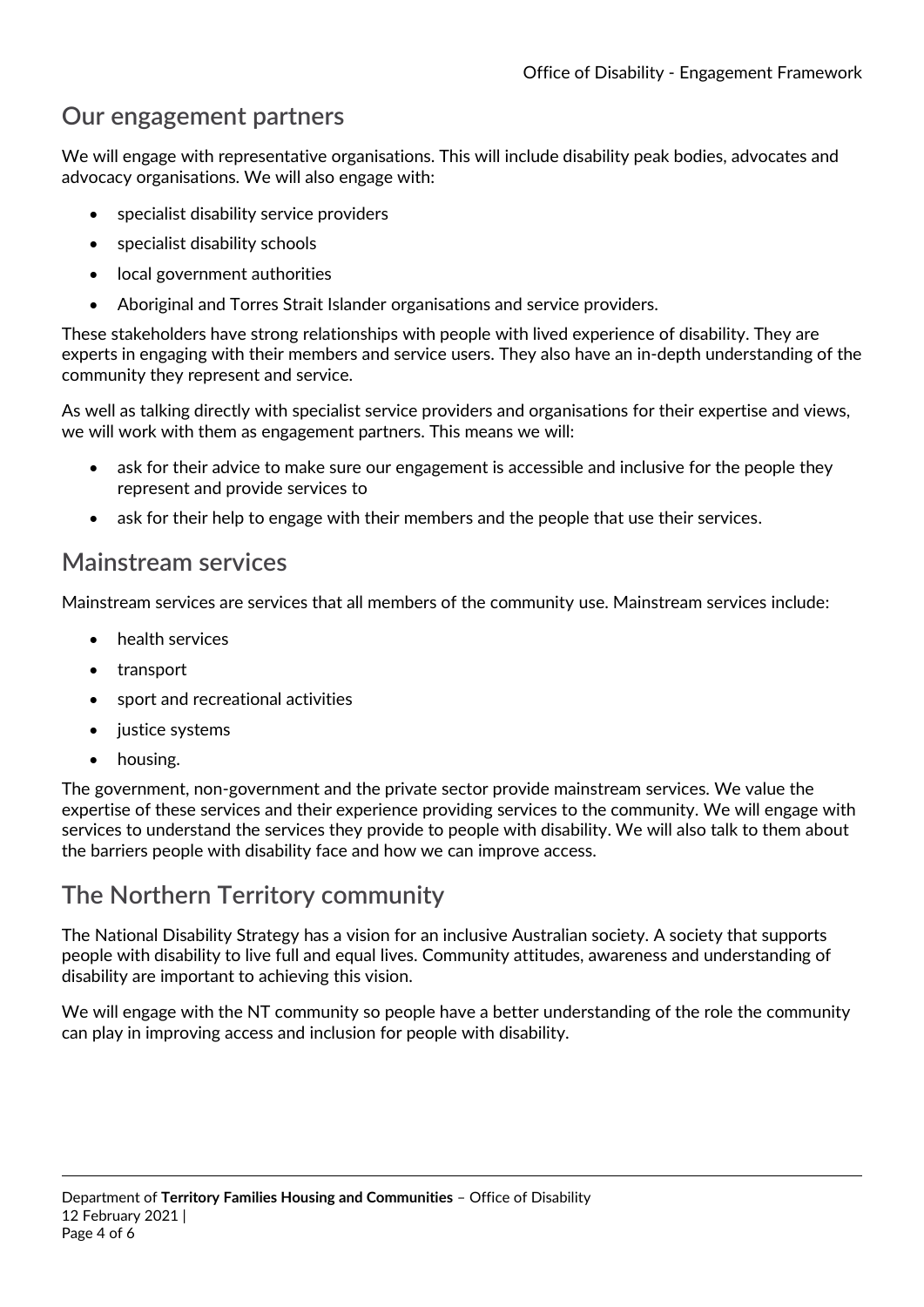## Our engagement partners

We will engage with representative organisations. This will include disability peak bodies, advocates and advocacy organisations. We will also engage with:

- specialist disability service providers
- specialist disability schools
- local government authorities
- Aboriginal and Torres Strait Islander organisations and service providers.

These stakeholders have strong relationships with people with lived experience of disability. They are experts in engaging with their members and service users. They also have an in-depth understanding of the community they represent and service.

As well as talking directly with specialist service providers and organisations for their expertise and views, we will work with them as engagement partners. This means we will:

- ask for their advice to make sure our engagement is accessible and inclusive for the people they represent and provide services to
- ask for their help to engage with their members and the people that use their services.

## Mainstream services

Mainstream services are services that all members of the community use. Mainstream services include:

- health services
- transport
- sport and recreational activities
- justice systems
- housing.

The government, non-government and the private sector provide mainstream services. We value the expertise of these services and their experience providing services to the community. We will engage with services to understand the services they provide to people with disability. We will also talk to them about the barriers people with disability face and how we can improve access.

## The Northern Territory community

The National Disability Strategy has a vision for an inclusive Australian society. A society that supports people with disability to live full and equal lives. Community attitudes, awareness and understanding of disability are important to achieving this vision.

We will engage with the NT community so people have a better understanding of the role the community can play in improving access and inclusion for people with disability.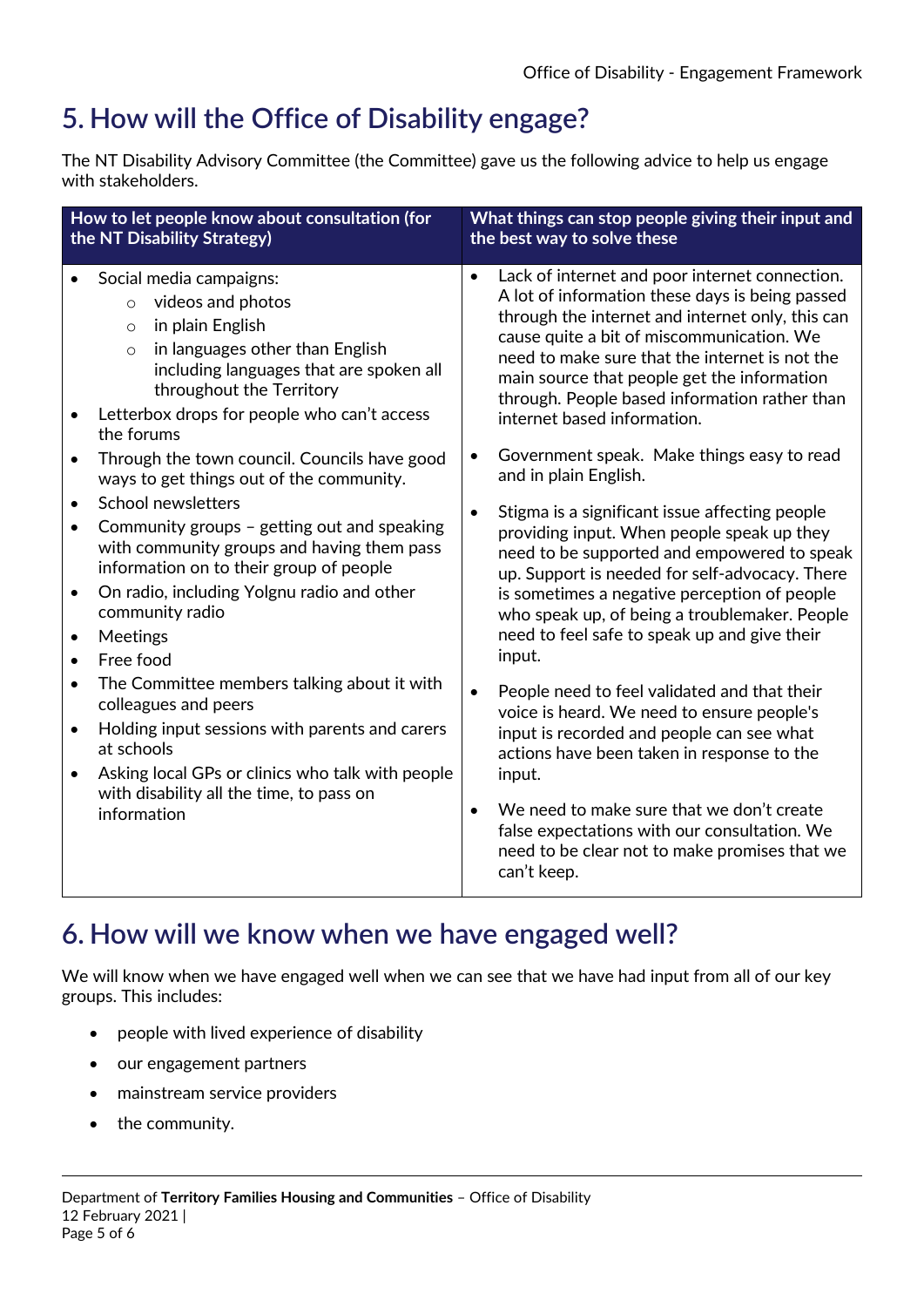# 5. How will the Office of Disability engage?

The NT Disability Advisory Committee (the Committee) gave us the following advice to help us engage with stakeholders.

| How to let people know about consultation (for the NT Disability Strategy) | What things can stop people giving their input and the best way to solve these |
|---|---|
| • Social media campaigns:<br>&nbsp;&nbsp;○ videos and photos<br>&nbsp;&nbsp;○ in plain English<br>&nbsp;&nbsp;○ in languages other than English including languages that are spoken all throughout the Territory<br>• Letterbox drops for people who can't access the forums<br>• Through the town council. Councils have good ways to get things out of the community.<br>• School newsletters<br>• Community groups – getting out and speaking with community groups and having them pass information on to their group of people<br>• On radio, including Yolgnu radio and other community radio<br>• Meetings<br>• Free food<br>• The Committee members talking about it with colleagues and peers<br>• Holding input sessions with parents and carers at schools<br>• Asking local GPs or clinics who talk with people with disability all the time, to pass on information | • Lack of internet and poor internet connection. A lot of information these days is being passed through the internet and internet only, this can cause quite a bit of miscommunication. We need to make sure that the internet is not the main source that people get the information through. People based information rather than internet based information.<br>• Government speak. Make things easy to read and in plain English.<br>• Stigma is a significant issue affecting people providing input. When people speak up they need to be supported and empowered to speak up. Support is needed for self-advocacy. There is sometimes a negative perception of people who speak up, of being a troublemaker. People need to feel safe to speak up and give their input.<br>• People need to feel validated and that their voice is heard. We need to ensure people's input is recorded and people can see what actions have been taken in response to the input.<br>• We need to make sure that we don't create false expectations with our consultation. We need to be clear not to make promises that we can't keep. |

# 6. How will we know when we have engaged well?

We will know when we have engaged well when we can see that we have had input from all of our key groups. This includes:

- people with lived experience of disability
- our engagement partners
- mainstream service providers
- the community.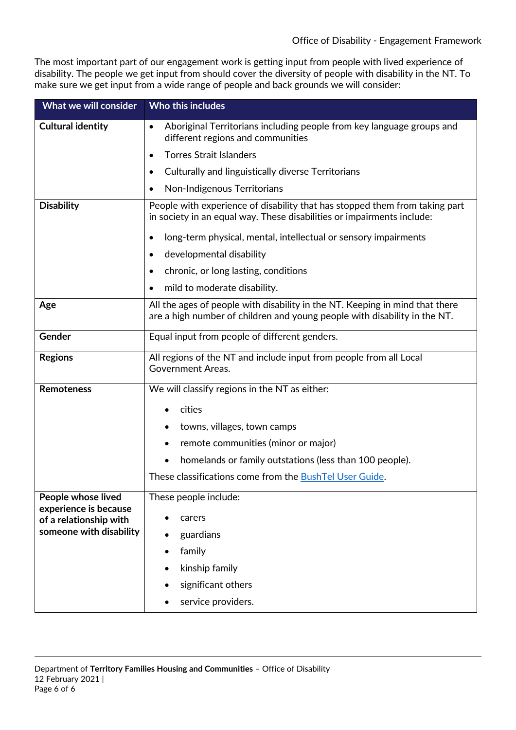The most important part of our engagement work is getting input from people with lived experience of disability. The people we get input from should cover the diversity of people with disability in the NT. To make sure we get input from a wide range of people and back grounds we will consider:

| What we will consider | Who this includes |
|---|---|
| **Cultural identity** | • Aboriginal Territorians including people from key language groups and different regions and communities<br>• Torres Strait Islanders<br>• Culturally and linguistically diverse Territorians<br>• Non-Indigenous Territorians |
| **Disability** | People with experience of disability that has stopped them from taking part in society in an equal way. These disabilities or impairments include:<br>• long-term physical, mental, intellectual or sensory impairments<br>• developmental disability<br>• chronic, or long lasting, conditions<br>• mild to moderate disability. |
| **Age** | All the ages of people with disability in the NT. Keeping in mind that there are a high number of children and young people with disability in the NT. |
| **Gender** | Equal input from people of different genders. |
| **Regions** | All regions of the NT and include input from people from all Local Government Areas. |
| **Remoteness** | We will classify regions in the NT as either:<br>• cities<br>• towns, villages, town camps<br>• remote communities (minor or major)<br>• homelands or family outstations (less than 100 people).<br>These classifications come from the BushTel User Guide. |
| **People whose lived experience is because of a relationship with someone with disability** | These people include:<br>• carers<br>• guardians<br>• family<br>• kinship family<br>• significant others<br>• service providers. |